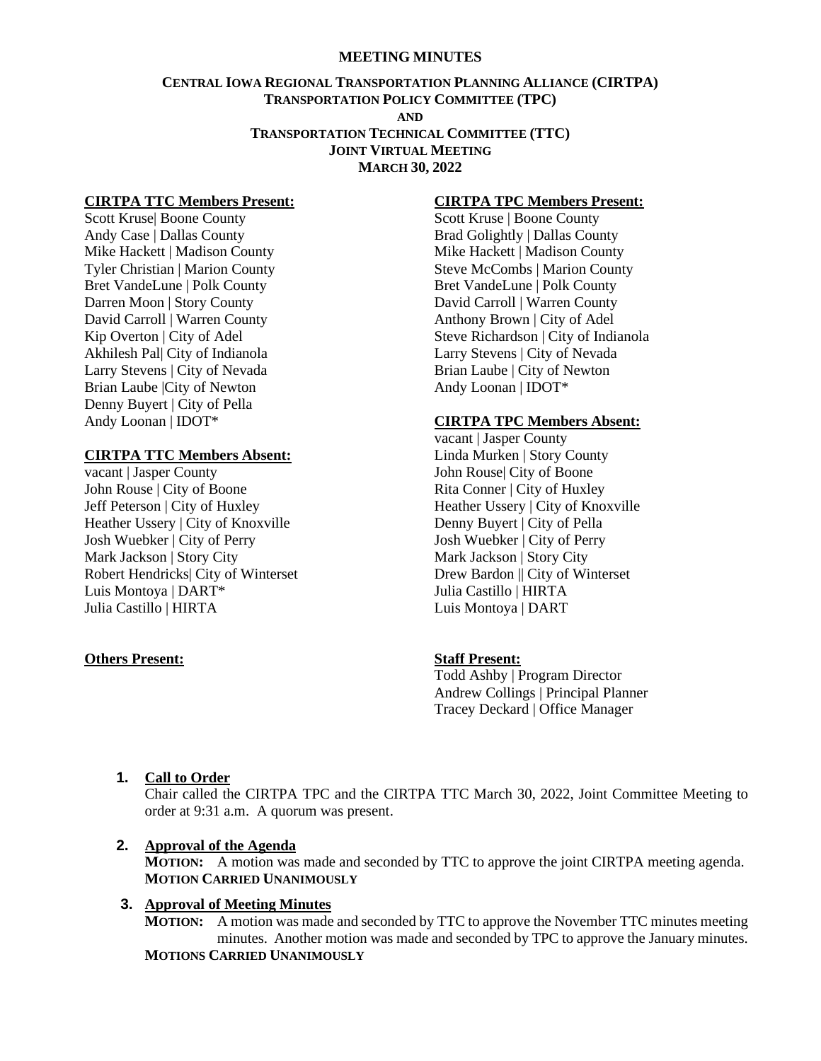**MEETING MINUTES**

**CENTRAL IOWA REGIONAL TRANSPORTATION PLANNING ALLIANCE (CIRTPA)**
**TRANSPORTATION POLICY COMMITTEE (TPC)**
**AND**
**TRANSPORTATION TECHNICAL COMMITTEE (TTC)**
**JOINT VIRTUAL MEETING**
**MARCH 30, 2022**

**CIRTPA TTC Members Present:**

Scott Kruse| Boone County
Andy Case | Dallas County
Mike Hackett | Madison County
Tyler Christian | Marion County
Bret VandeLune | Polk County
Darren Moon | Story County
David Carroll | Warren County
Kip Overton | City of Adel
Akhilesh Pal| City of Indianola
Larry Stevens | City of Nevada
Brian Laube |City of Newton
Denny Buyert | City of Pella
Andy Loonan | IDOT*

**CIRTPA TTC Members Absent:**

vacant | Jasper County
John Rouse | City of Boone
Jeff Peterson | City of Huxley
Heather Ussery | City of Knoxville
Josh Wuebker | City of Perry
Mark Jackson | Story City
Robert Hendricks| City of Winterset
Luis Montoya | DART*
Julia Castillo | HIRTA

**CIRTPA TPC Members Present:**

Scott Kruse | Boone County
Brad Golightly | Dallas County
Mike Hackett | Madison County
Steve McCombs | Marion County
Bret VandeLune | Polk County
David Carroll | Warren County
Anthony Brown | City of Adel
Steve Richardson | City of Indianola
Larry Stevens | City of Nevada
Brian Laube | City of Newton
Andy Loonan | IDOT*

**CIRTPA TPC Members Absent:**

vacant | Jasper County
Linda Murken | Story County
John Rouse| City of Boone
Rita Conner | City of Huxley
Heather Ussery | City of Knoxville
Denny Buyert | City of Pella
Josh Wuebker | City of Perry
Mark Jackson | Story City
Drew Bardon || City of Winterset
Julia Castillo | HIRTA
Luis Montoya | DART

**Others Present:**

**Staff Present:**

Todd Ashby | Program Director
Andrew Collings | Principal Planner
Tracey Deckard | Office Manager

1. **Call to Order**

   Chair called the CIRTPA TPC and the CIRTPA TTC March 30, 2022, Joint Committee Meeting to order at 9:31 a.m. A quorum was present.

2. **Approval of the Agenda**

   **MOTION:** A motion was made and seconded by TTC to approve the joint CIRTPA meeting agenda.
   **MOTION CARRIED UNANIMOUSLY**

3. **Approval of Meeting Minutes**

   **MOTION:** A motion was made and seconded by TTC to approve the November TTC minutes meeting minutes. Another motion was made and seconded by TPC to approve the January minutes.
   **MOTIONS CARRIED UNANIMOUSLY**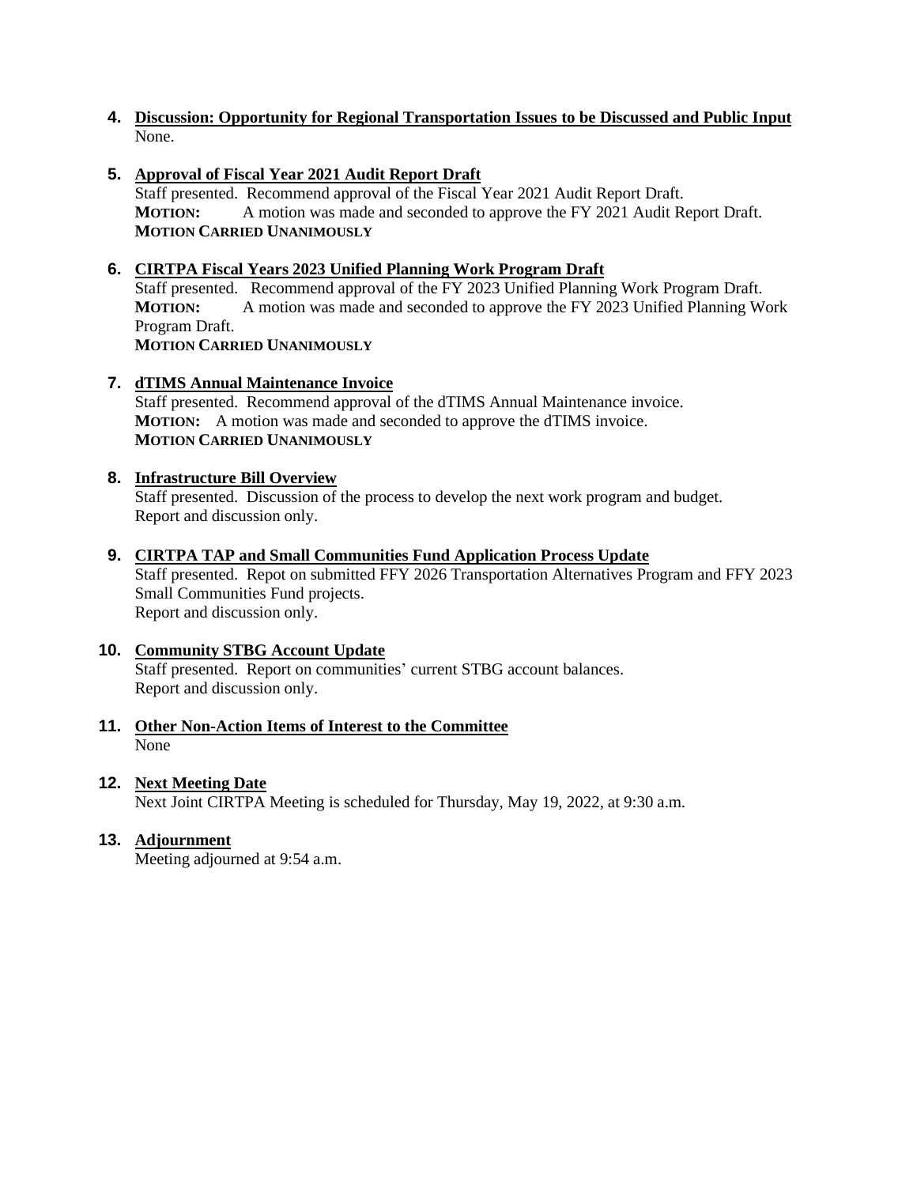4. **Discussion: Opportunity for Regional Transportation Issues to be Discussed and Public Input**
   None.

5. **Approval of Fiscal Year 2021 Audit Report Draft**
   Staff presented. Recommend approval of the Fiscal Year 2021 Audit Report Draft.
   **MOTION:** A motion was made and seconded to approve the FY 2021 Audit Report Draft.
   **MOTION CARRIED UNANIMOUSLY**

6. **CIRTPA Fiscal Years 2023 Unified Planning Work Program Draft**
   Staff presented. Recommend approval of the FY 2023 Unified Planning Work Program Draft.
   **MOTION:** A motion was made and seconded to approve the FY 2023 Unified Planning Work Program Draft.
   **MOTION CARRIED UNANIMOUSLY**

7. **dTIMS Annual Maintenance Invoice**
   Staff presented. Recommend approval of the dTIMS Annual Maintenance invoice.
   **MOTION:** A motion was made and seconded to approve the dTIMS invoice.
   **MOTION CARRIED UNANIMOUSLY**

8. **Infrastructure Bill Overview**
   Staff presented. Discussion of the process to develop the next work program and budget.
   Report and discussion only.

9. **CIRTPA TAP and Small Communities Fund Application Process Update**
   Staff presented. Repot on submitted FFY 2026 Transportation Alternatives Program and FFY 2023 Small Communities Fund projects.
   Report and discussion only.

10. **Community STBG Account Update**
    Staff presented. Report on communities' current STBG account balances.
    Report and discussion only.

11. **Other Non-Action Items of Interest to the Committee**
    None

12. **Next Meeting Date**
    Next Joint CIRTPA Meeting is scheduled for Thursday, May 19, 2022, at 9:30 a.m.

13. **Adjournment**
    Meeting adjourned at 9:54 a.m.